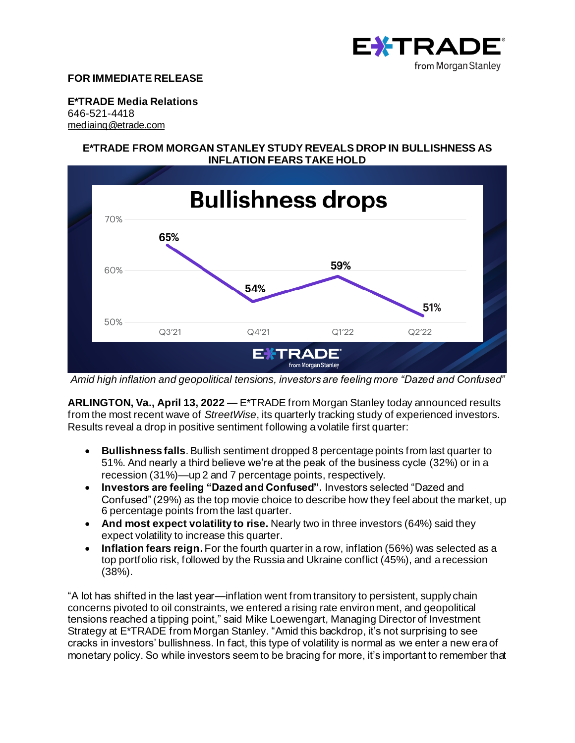**FOR IMMEDIATE RELEASE**

**E*TRADE Media Relations**
646-521-4418
mediainq@etrade.com

**E*TRADE FROM MORGAN STANLEY STUDY REVEALS DROP IN BULLISHNESS AS INFLATION FEARS TAKE HOLD**

Bullishness drops

70%
60%
50%

65%
54%
59%
51%

Q3'21
Q4'21
Q1'22
Q2'22

E*TRADE from Morgan Stanley

*Amid high inflation and geopolitical tensions, investors are feeling more "Dazed and Confused"*

**ARLINGTON, Va., April 13, 2022** — E*TRADE from Morgan Stanley today announced results from the most recent wave of *StreetWise*, its quarterly tracking study of experienced investors. Results reveal a drop in positive sentiment following a volatile first quarter:

- **Bullishness falls**. Bullish sentiment dropped 8 percentage points from last quarter to 51%. And nearly a third believe we're at the peak of the business cycle (32%) or in a recession (31%)—up 2 and 7 percentage points, respectively.
- **Investors are feeling "Dazed and Confused".** Investors selected "Dazed and Confused" (29%) as the top movie choice to describe how they feel about the market, up 6 percentage points from the last quarter.
- **And most expect volatility to rise.** Nearly two in three investors (64%) said they expect volatility to increase this quarter.
- **Inflation fears reign.** For the fourth quarter in a row, inflation (56%) was selected as a top portfolio risk, followed by the Russia and Ukraine conflict (45%), and a recession (38%).

"A lot has shifted in the last year—inflation went from transitory to persistent, supply chain concerns pivoted to oil constraints, we entered a rising rate environment, and geopolitical tensions reached a tipping point," said Mike Loewengart, Managing Director of Investment Strategy at E*TRADE from Morgan Stanley. "Amid this backdrop, it's not surprising to see cracks in investors' bullishness. In fact, this type of volatility is normal as we enter a new era of monetary policy. So while investors seem to be bracing for more, it's important to remember that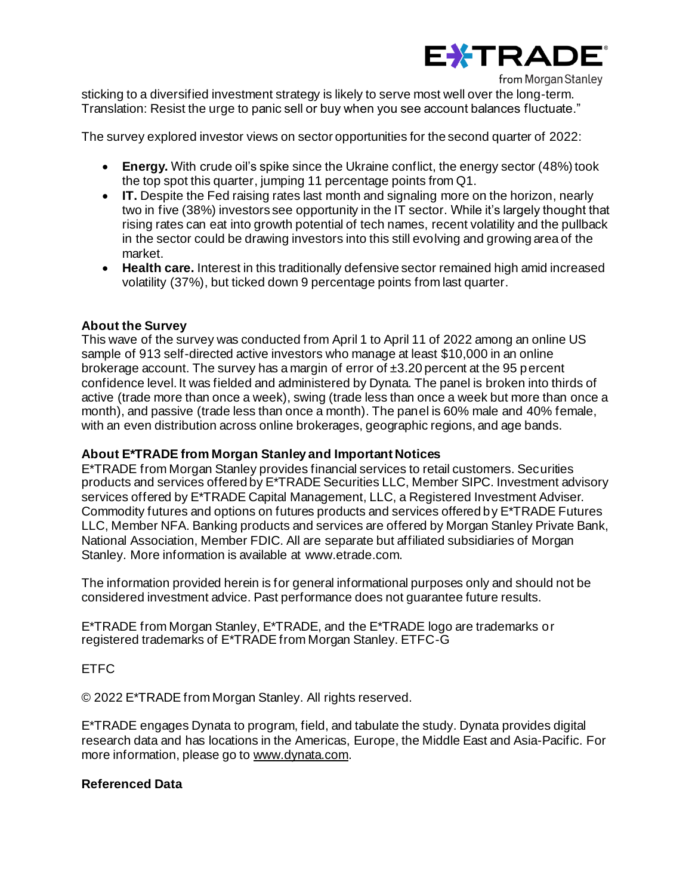sticking to a diversified investment strategy is likely to serve most well over the long-term. Translation: Resist the urge to panic sell or buy when you see account balances fluctuate."

The survey explored investor views on sector opportunities for the second quarter of 2022:

- **Energy.** With crude oil's spike since the Ukraine conflict, the energy sector (48%) took the top spot this quarter, jumping 11 percentage points from Q1.
- **IT.** Despite the Fed raising rates last month and signaling more on the horizon, nearly two in five (38%) investors see opportunity in the IT sector. While it's largely thought that rising rates can eat into growth potential of tech names, recent volatility and the pullback in the sector could be drawing investors into this still evolving and growing area of the market.
- **Health care.** Interest in this traditionally defensive sector remained high amid increased volatility (37%), but ticked down 9 percentage points from last quarter.

**About the Survey**

This wave of the survey was conducted from April 1 to April 11 of 2022 among an online US sample of 913 self-directed active investors who manage at least $10,000 in an online brokerage account. The survey has a margin of error of ±3.20 percent at the 95 percent confidence level. It was fielded and administered by Dynata. The panel is broken into thirds of active (trade more than once a week), swing (trade less than once a week but more than once a month), and passive (trade less than once a month). The panel is 60% male and 40% female, with an even distribution across online brokerages, geographic regions, and age bands.

**About E*TRADE from Morgan Stanley and Important Notices**

E*TRADE from Morgan Stanley provides financial services to retail customers. Securities products and services offered by E*TRADE Securities LLC, Member SIPC. Investment advisory services offered by E*TRADE Capital Management, LLC, a Registered Investment Adviser. Commodity futures and options on futures products and services offered by E*TRADE Futures LLC, Member NFA. Banking products and services are offered by Morgan Stanley Private Bank, National Association, Member FDIC. All are separate but affiliated subsidiaries of Morgan Stanley. More information is available at www.etrade.com.

The information provided herein is for general informational purposes only and should not be considered investment advice. Past performance does not guarantee future results.

E*TRADE from Morgan Stanley, E*TRADE, and the E*TRADE logo are trademarks or registered trademarks of E*TRADE from Morgan Stanley. ETFC-G

ETFC

© 2022 E*TRADE from Morgan Stanley. All rights reserved.

E*TRADE engages Dynata to program, field, and tabulate the study. Dynata provides digital research data and has locations in the Americas, Europe, the Middle East and Asia-Pacific. For more information, please go to www.dynata.com.

**Referenced Data**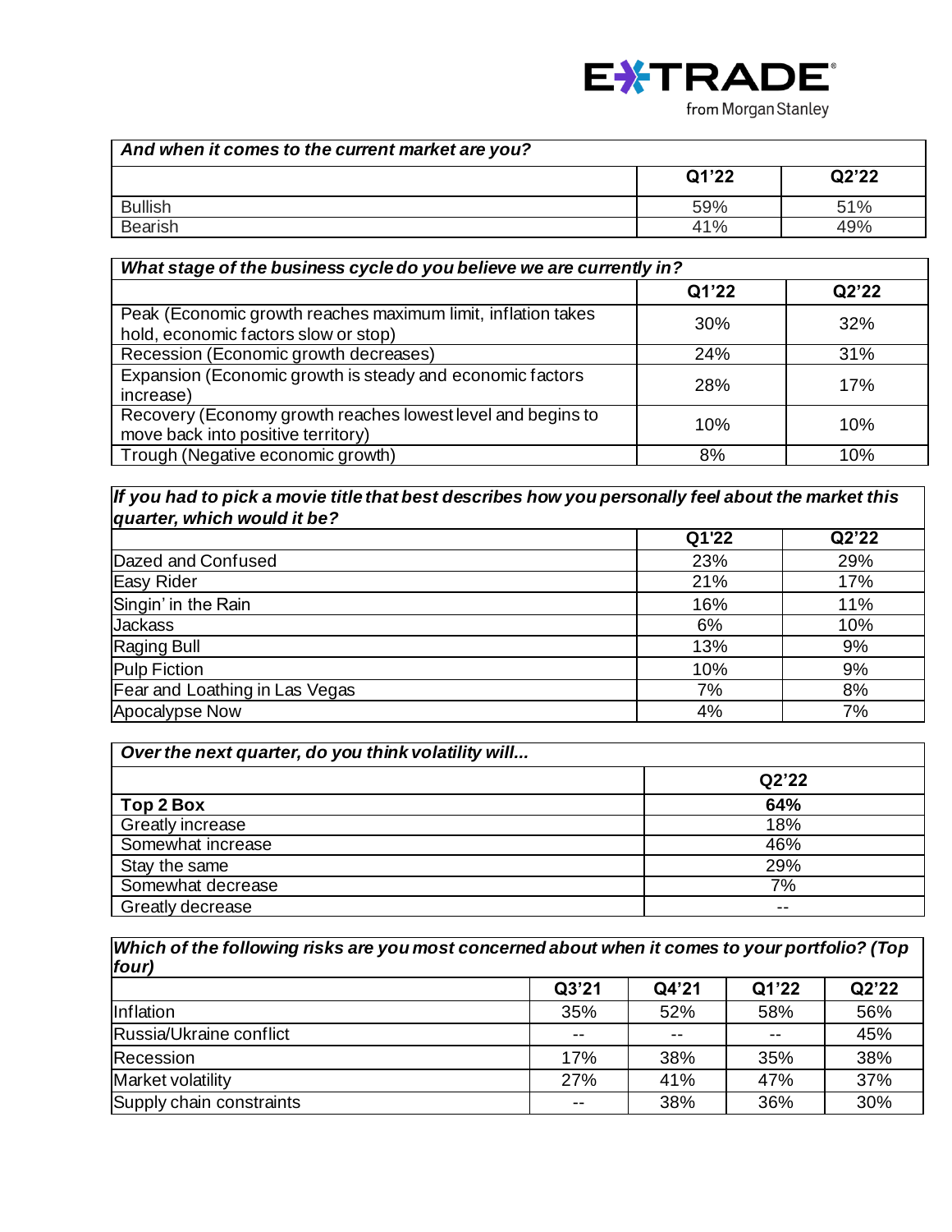| *And when it comes to the current market are you?* | | |
|---|---|---|
| | **Q1'22** | **Q2'22** |
| Bullish | 59% | 51% |
| Bearish | 41% | 49% |

| *What stage of the business cycle do you believe we are currently in?* | | |
|---|---|---|
| | **Q1'22** | **Q2'22** |
| Peak (Economic growth reaches maximum limit, inflation takes hold, economic factors slow or stop) | 30% | 32% |
| Recession (Economic growth decreases) | 24% | 31% |
| Expansion (Economic growth is steady and economic factors increase) | 28% | 17% |
| Recovery (Economy growth reaches lowest level and begins to move back into positive territory) | 10% | 10% |
| Trough (Negative economic growth) | 8% | 10% |

| *If you had to pick a movie title that best describes how you personally feel about the market this quarter, which would it be?* | | |
|---|---|---|
| | **Q1'22** | **Q2'22** |
| Dazed and Confused | 23% | 29% |
| Easy Rider | 21% | 17% |
| Singin' in the Rain | 16% | 11% |
| Jackass | 6% | 10% |
| Raging Bull | 13% | 9% |
| Pulp Fiction | 10% | 9% |
| Fear and Loathing in Las Vegas | 7% | 8% |
| Apocalypse Now | 4% | 7% |

| *Over the next quarter, do you think volatility will...* | |
|---|---|
| | **Q2'22** |
| **Top 2 Box** | **64%** |
| Greatly increase | 18% |
| Somewhat increase | 46% |
| Stay the same | 29% |
| Somewhat decrease | 7% |
| Greatly decrease | -- |

| *Which of the following risks are you most concerned about when it comes to your portfolio? (Top four)* | | | | |
|---|---|---|---|---|
| | **Q3'21** | **Q4'21** | **Q1'22** | **Q2'22** |
| Inflation | 35% | 52% | 58% | 56% |
| Russia/Ukraine conflict | -- | -- | -- | 45% |
| Recession | 17% | 38% | 35% | 38% |
| Market volatility | 27% | 41% | 47% | 37% |
| Supply chain constraints | -- | 38% | 36% | 30% |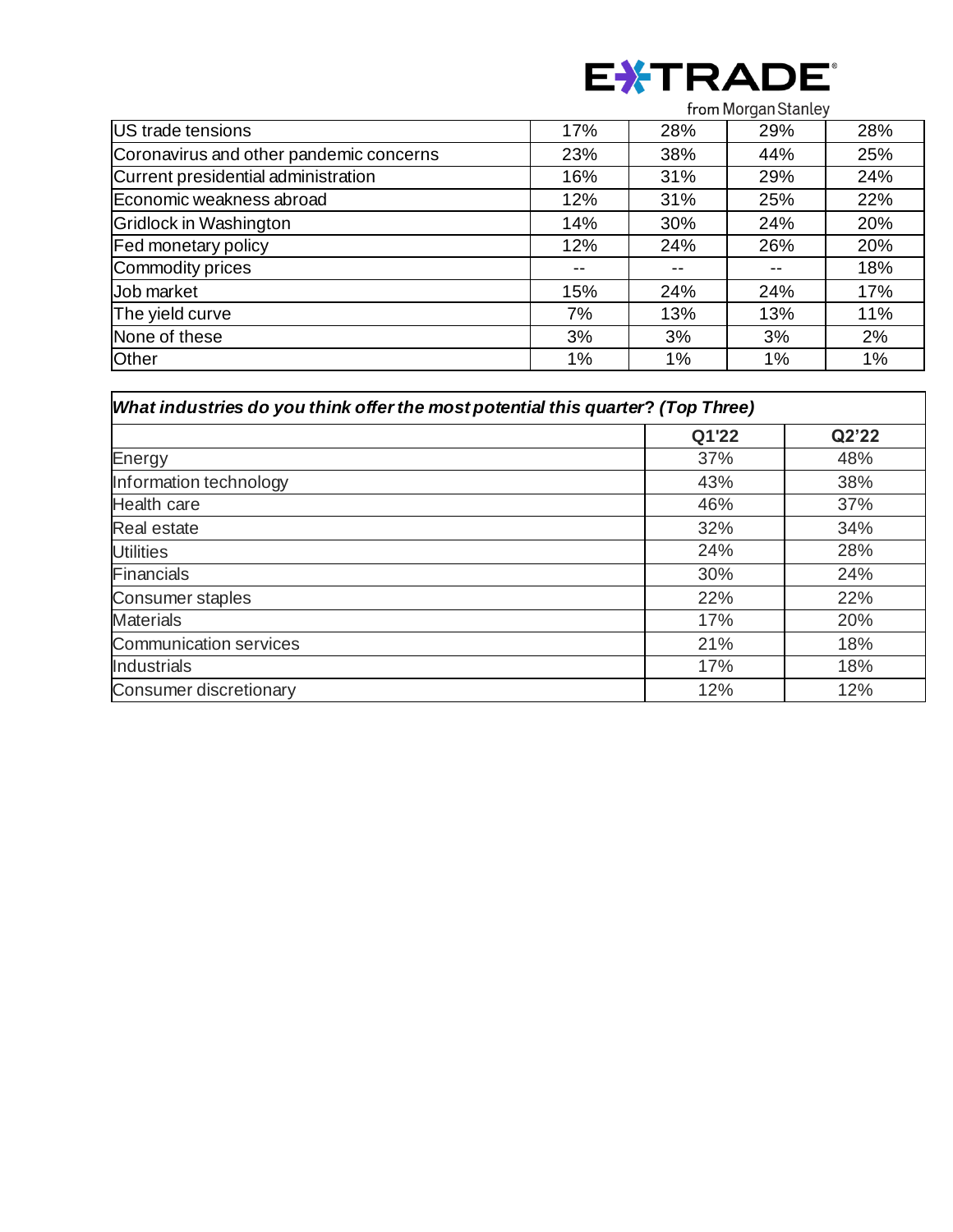| | | | | |
|---|---|---|---|---|
| US trade tensions | 17% | 28% | 29% | 28% |
| Coronavirus and other pandemic concerns | 23% | 38% | 44% | 25% |
| Current presidential administration | 16% | 31% | 29% | 24% |
| Economic weakness abroad | 12% | 31% | 25% | 22% |
| Gridlock in Washington | 14% | 30% | 24% | 20% |
| Fed monetary policy | 12% | 24% | 26% | 20% |
| Commodity prices | -- | -- | -- | 18% |
| Job market | 15% | 24% | 24% | 17% |
| The yield curve | 7% | 13% | 13% | 11% |
| None of these | 3% | 3% | 3% | 2% |
| Other | 1% | 1% | 1% | 1% |

***What industries do you think offer the most potential this quarter? (Top Three)***

| | Q1'22 | Q2'22 |
|---|---|---|
| Energy | 37% | 48% |
| Information technology | 43% | 38% |
| Health care | 46% | 37% |
| Real estate | 32% | 34% |
| Utilities | 24% | 28% |
| Financials | 30% | 24% |
| Consumer staples | 22% | 22% |
| Materials | 17% | 20% |
| Communication services | 21% | 18% |
| Industrials | 17% | 18% |
| Consumer discretionary | 12% | 12% |